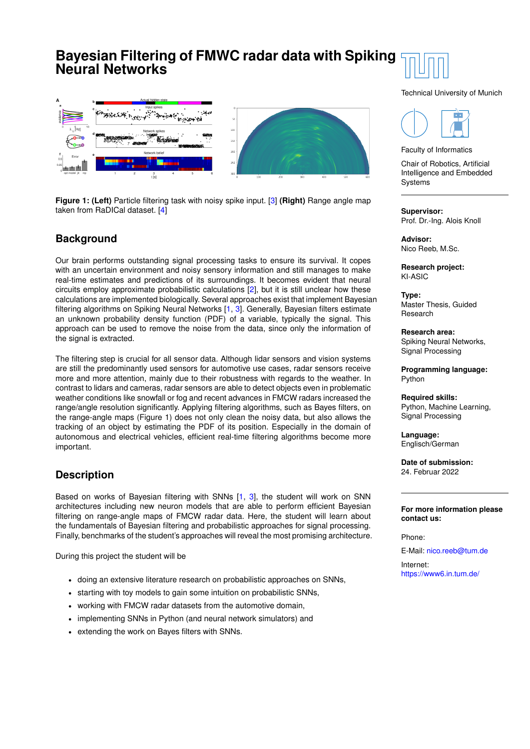# Bayesian Filtering of FMWC radar data with Spiking Neural Networks

**Figure 1: (Left)** Particle filtering task with noisy spike input. [3] **(Right)** Range angle map taken from RaDICal dataset. [4]

## Background

Our brain performs outstanding signal processing tasks to ensure its survival. It copes with an uncertain environment and noisy sensory information and still manages to make real-time estimates and predictions of its surroundings. It becomes evident that neural circuits employ approximate probabilistic calculations [2], but it is still unclear how these calculations are implemented biologically. Several approaches exist that implement Bayesian filtering algorithms on Spiking Neural Networks [1, 3]. Generally, Bayesian filters estimate an unknown probability density function (PDF) of a variable, typically the signal. This approach can be used to remove the noise from the data, since only the information of the signal is extracted.

The filtering step is crucial for all sensor data. Although lidar sensors and vision systems are still the predominantly used sensors for automotive use cases, radar sensors receive more and more attention, mainly due to their robustness with regards to the weather. In contrast to lidars and cameras, radar sensors are able to detect objects even in problematic weather conditions like snowfall or fog and recent advances in FMCW radars increased the range/angle resolution significantly. Applying filtering algorithms, such as Bayes filters, on the range-angle maps (Figure 1) does not only clean the noisy data, but also allows the tracking of an object by estimating the PDF of its position. Especially in the domain of autonomous and electrical vehicles, efficient real-time filtering algorithms become more important.

## Description

Based on works of Bayesian filtering with SNNs [1, 3], the student will work on SNN architectures including new neuron models that are able to perform efficient Bayesian filtering on range-angle maps of FMCW radar data. Here, the student will learn about the fundamentals of Bayesian filtering and probabilistic approaches for signal processing. Finally, benchmarks of the student's approaches will reveal the most promising architecture.

During this project the student will be

- doing an extensive literature research on probabilistic approaches on SNNs,
- starting with toy models to gain some intuition on probabilistic SNNs,
- working with FMCW radar datasets from the automotive domain,
- implementing SNNs in Python (and neural network simulators) and
- extending the work on Bayes filters with SNNs.

---

Technical University of Munich

Faculty of Informatics

Chair of Robotics, Artificial Intelligence and Embedded Systems

**Supervisor:**
Prof. Dr.-Ing. Alois Knoll

**Advisor:**
Nico Reeb, M.Sc.

**Research project:**
KI-ASIC

**Type:**
Master Thesis, Guided Research

**Research area:**
Spiking Neural Networks, Signal Processing

**Programming language:**
Python

**Required skills:**
Python, Machine Learning, Signal Processing

**Language:**
Englisch/German

**Date of submission:**
24. Februar 2022

**For more information please contact us:**

Phone:

E-Mail: nico.reeb@tum.de

Internet: https://www6.in.tum.de/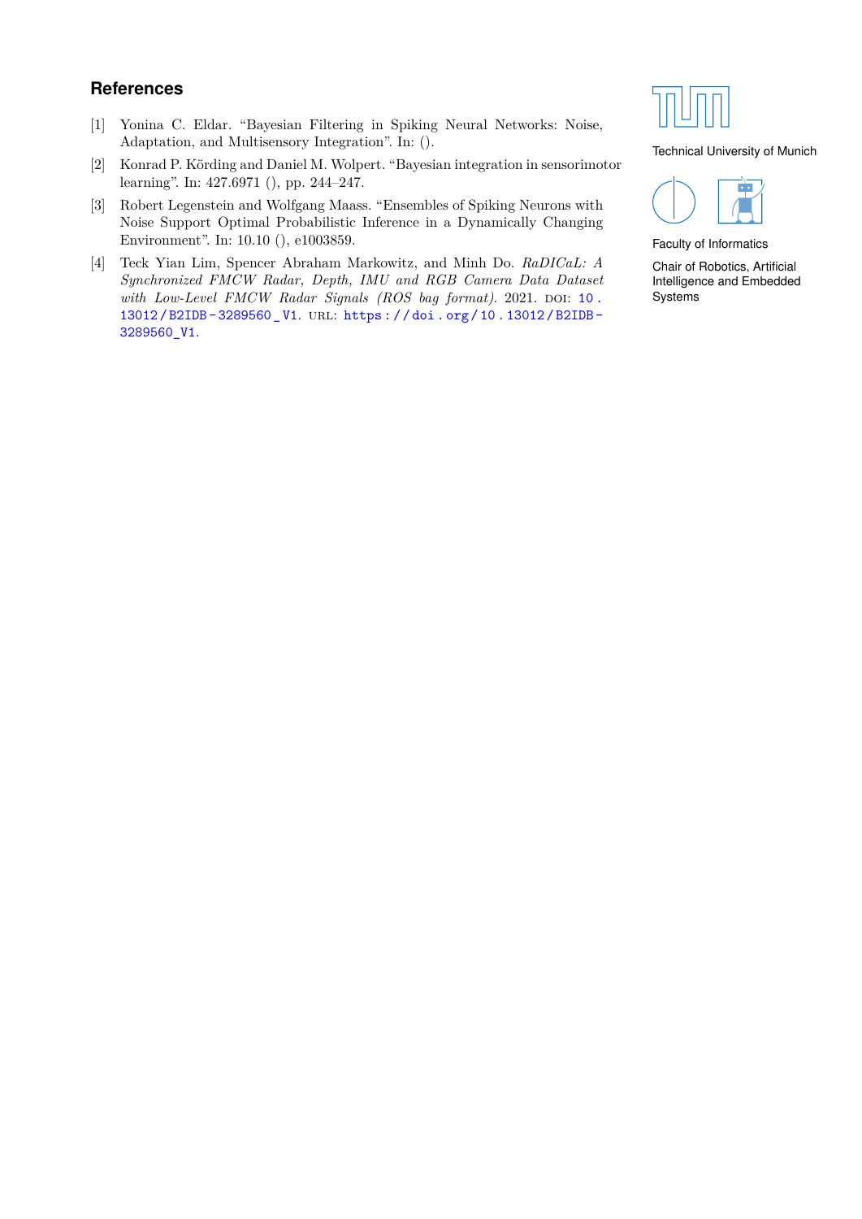## References

[1] Yonina C. Eldar. “Bayesian Filtering in Spiking Neural Networks: Noise, Adaptation, and Multisensory Integration”. In: ().

[2] Konrad P. Körding and Daniel M. Wolpert. “Bayesian integration in sensorimotor learning”. In: 427.6971 (), pp. 244–247.

[3] Robert Legenstein and Wolfgang Maass. “Ensembles of Spiking Neurons with Noise Support Optimal Probabilistic Inference in a Dynamically Changing Environment”. In: 10.10 (), e1003859.

[4] Teck Yian Lim, Spencer Abraham Markowitz, and Minh Do. *RaDICaL: A Synchronized FMCW Radar, Depth, IMU and RGB Camera Data Dataset with Low-Level FMCW Radar Signals (ROS bag format)*. 2021. DOI: 10.13012/B2IDB-3289560_V1. URL: https://doi.org/10.13012/B2IDB-3289560_V1.

Technical University of Munich

Faculty of Informatics

Chair of Robotics, Artificial Intelligence and Embedded Systems